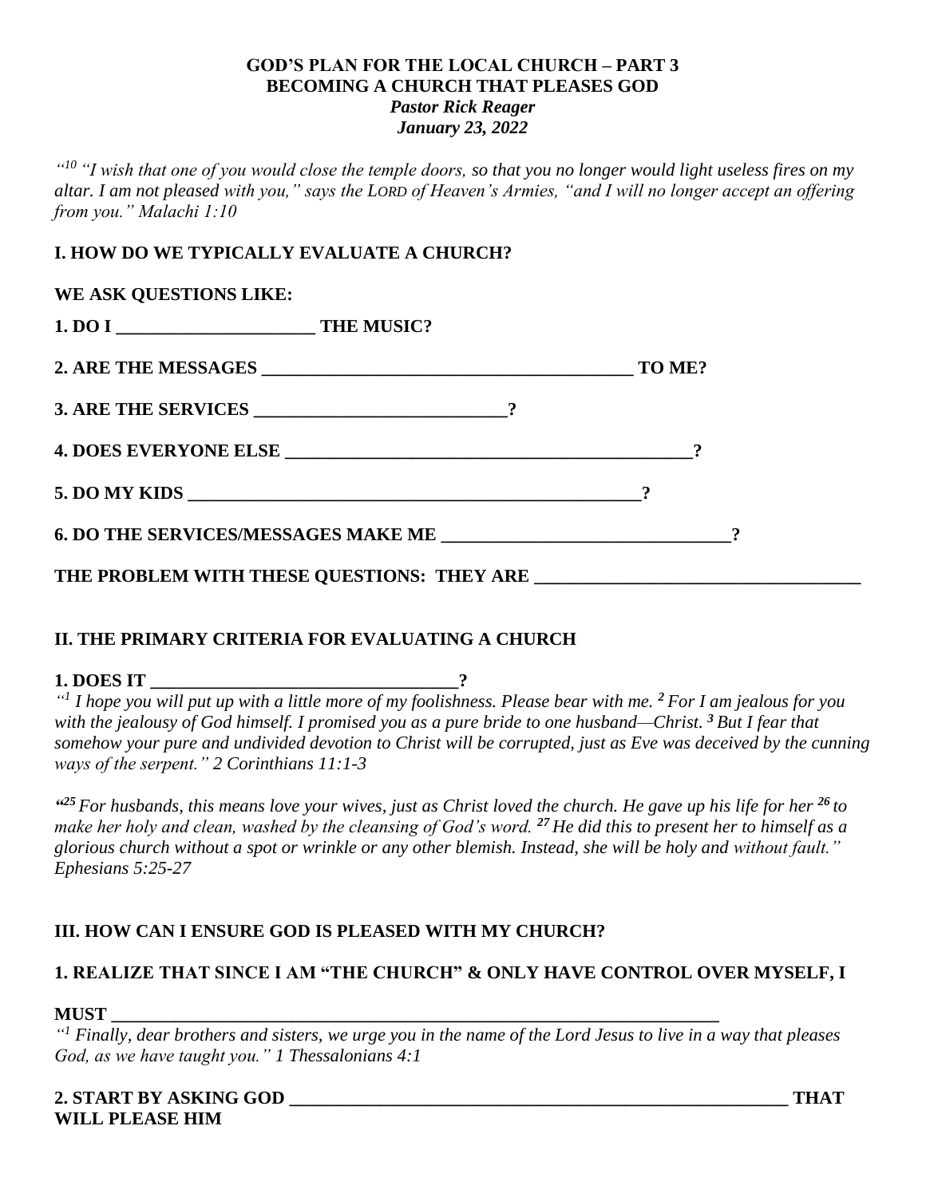**GOD'S PLAN FOR THE LOCAL CHURCH – PART 3**
**BECOMING A CHURCH THAT PLEASES GOD**
***Pastor Rick Reager***
***January 23, 2022***

*"[10] "I wish that one of you would close the temple doors, so that you no longer would light useless fires on my altar. I am not pleased with you," says the LORD of Heaven's Armies, "and I will no longer accept an offering from you." Malachi 1:10*

## I. HOW DO WE TYPICALLY EVALUATE A CHURCH?

**WE ASK QUESTIONS LIKE:**

**1. DO I ______________________ THE MUSIC?**

**2. ARE THE MESSAGES __________________________________________ TO ME?**

**3. ARE THE SERVICES ____________________________?**

**4. DOES EVERYONE ELSE ______________________________________________?**

**5. DO MY KIDS ___________________________________________________?**

**6. DO THE SERVICES/MESSAGES MAKE ME ________________________________?**

**THE PROBLEM WITH THESE QUESTIONS: THEY ARE ____________________________________**

## II. THE PRIMARY CRITERIA FOR EVALUATING A CHURCH

**1. DOES IT ___________________________________?**

*"[1] I hope you will put up with a little more of my foolishness. Please bear with me. [2] For I am jealous for you with the jealousy of God himself. I promised you as a pure bride to one husband—Christ. [3] But I fear that somehow your pure and undivided devotion to Christ will be corrupted, just as Eve was deceived by the cunning ways of the serpent." 2 Corinthians 11:1-3*

*"[25] For husbands, this means love your wives, just as Christ loved the church. He gave up his life for her [26] to make her holy and clean, washed by the cleansing of God's word. [27] He did this to present her to himself as a glorious church without a spot or wrinkle or any other blemish. Instead, she will be holy and without fault." Ephesians 5:25-27*

## III. HOW CAN I ENSURE GOD IS PLEASED WITH MY CHURCH?

**1. REALIZE THAT SINCE I AM "THE CHURCH" & ONLY HAVE CONTROL OVER MYSELF, I**

**MUST ________________________________________________________________________**

*"[1] Finally, dear brothers and sisters, we urge you in the name of the Lord Jesus to live in a way that pleases God, as we have taught you." 1 Thessalonians 4:1*

**2. START BY ASKING GOD __________________________________________________________ THAT WILL PLEASE HIM**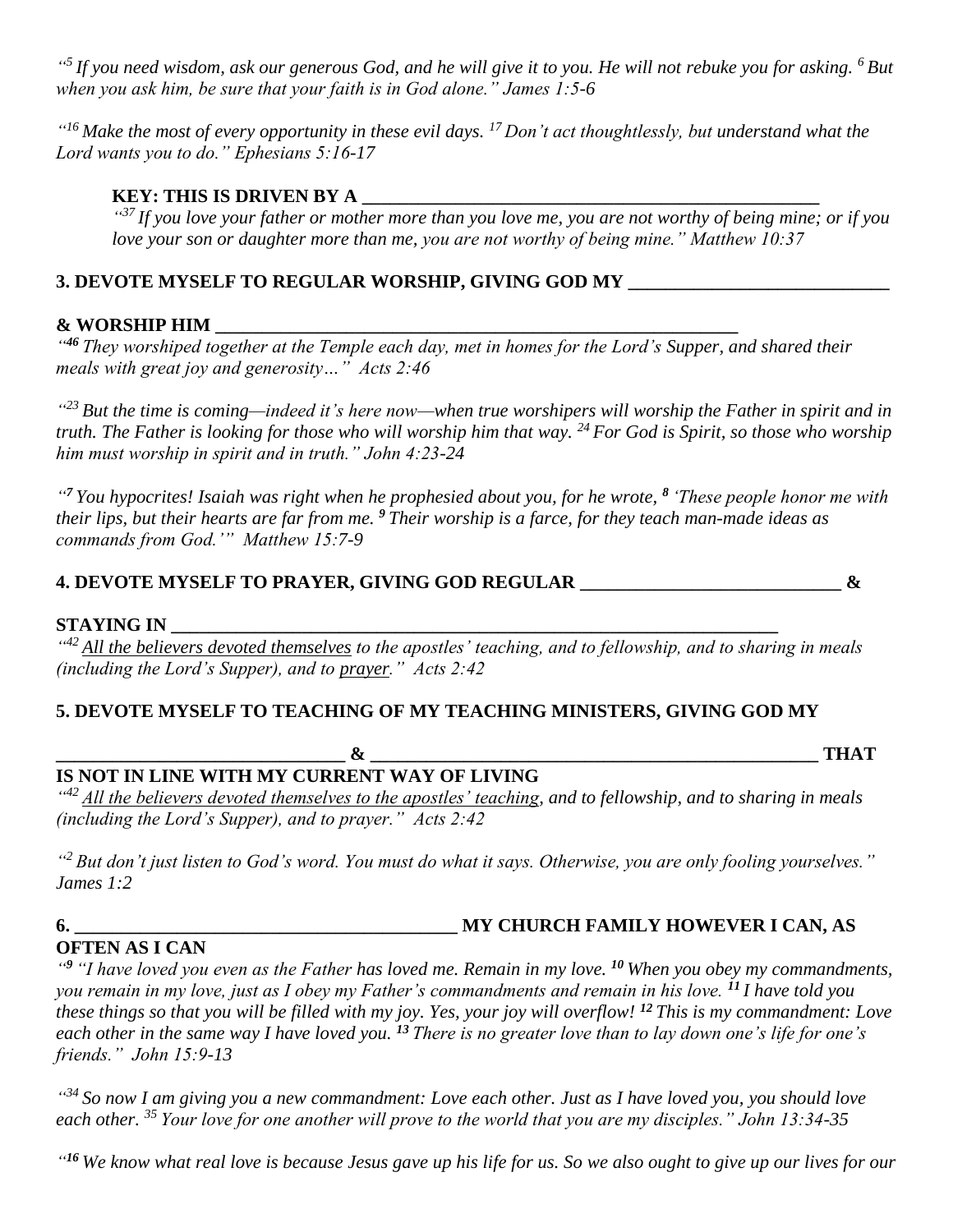*"[5] If you need wisdom, ask our generous God, and he will give it to you. He will not rebuke you for asking. [6] But when you ask him, be sure that your faith is in God alone." James 1:5-6*

*"[16] Make the most of every opportunity in these evil days. [17] Don't act thoughtlessly, but understand what the Lord wants you to do." Ephesians 5:16-17*

**KEY: THIS IS DRIVEN BY A ________________________________________________**

*"[37] If you love your father or mother more than you love me, you are not worthy of being mine; or if you love your son or daughter more than me, you are not worthy of being mine." Matthew 10:37*

**3. DEVOTE MYSELF TO REGULAR WORSHIP, GIVING GOD MY ___________________________**

**& WORSHIP HIM ____________________________________________________**

*"[46] They worshiped together at the Temple each day, met in homes for the Lord's Supper, and shared their meals with great joy and generosity…" Acts 2:46*

*"[23] But the time is coming—indeed it's here now—when true worshipers will worship the Father in spirit and in truth. The Father is looking for those who will worship him that way. [24] For God is Spirit, so those who worship him must worship in spirit and in truth." John 4:23-24*

*"[7] You hypocrites! Isaiah was right when he prophesied about you, for he wrote, [8] 'These people honor me with their lips, but their hearts are far from me. [9] Their worship is a farce, for they teach man-made ideas as commands from God.'" Matthew 15:7-9*

**4. DEVOTE MYSELF TO PRAYER, GIVING GOD REGULAR ___________________________ &**

**STAYING IN ____________________________________________________________**

*"[42] <u>All the believers devoted themselves</u> to the apostles' teaching, and to fellowship, and to sharing in meals (including the Lord's Supper), and to <u>prayer</u>." Acts 2:42*

**5. DEVOTE MYSELF TO TEACHING OF MY TEACHING MINISTERS, GIVING GOD MY**

**______________________________ & ______________________________________________ THAT IS NOT IN LINE WITH MY CURRENT WAY OF LIVING**

*"[42] <u>All the believers devoted themselves to the apostles' teaching</u>, and to fellowship, and to sharing in meals (including the Lord's Supper), and to prayer." Acts 2:42*

*"[2] But don't just listen to God's word. You must do what it says. Otherwise, you are only fooling yourselves." James 1:2*

**6. ________________________________________ MY CHURCH FAMILY HOWEVER I CAN, AS OFTEN AS I CAN**

*"[9] "I have loved you even as the Father has loved me. Remain in my love. [10] When you obey my commandments, you remain in my love, just as I obey my Father's commandments and remain in his love. [11] I have told you these things so that you will be filled with my joy. Yes, your joy will overflow! [12] This is my commandment: Love each other in the same way I have loved you. [13] There is no greater love than to lay down one's life for one's friends." John 15:9-13*

*"[34] So now I am giving you a new commandment: Love each other. Just as I have loved you, you should love each other. [35] Your love for one another will prove to the world that you are my disciples." John 13:34-35*

*"[16] We know what real love is because Jesus gave up his life for us. So we also ought to give up our lives for our*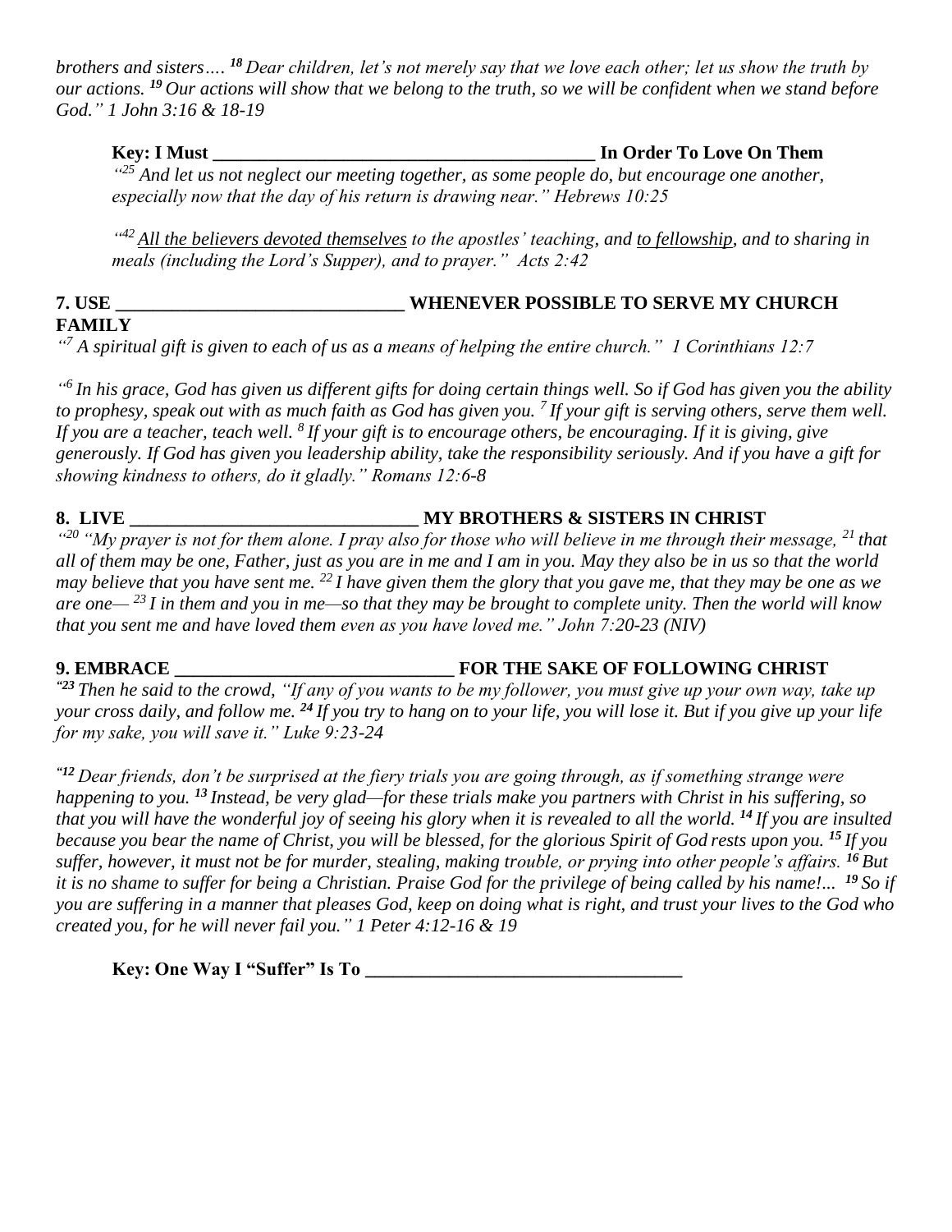*brothers and sisters…. [18] Dear children, let's not merely say that we love each other; let us show the truth by our actions. [19] Our actions will show that we belong to the truth, so we will be confident when we stand before God." 1 John 3:16 & 18-19*

**Key: I Must ________________________________________ In Order To Love On Them**

*"[25] And let us not neglect our meeting together, as some people do, but encourage one another, especially now that the day of his return is drawing near." Hebrews 10:25*

*"[42] <u>All the believers devoted themselves</u> to the apostles' teaching, and <u>to fellowship</u>, and to sharing in meals (including the Lord's Supper), and to prayer." Acts 2:42*

**7. USE _______________________________ WHENEVER POSSIBLE TO SERVE MY CHURCH FAMILY**

*"[7] A spiritual gift is given to each of us as a means of helping the entire church." 1 Corinthians 12:7*

*"[6] In his grace, God has given us different gifts for doing certain things well. So if God has given you the ability to prophesy, speak out with as much faith as God has given you. [7] If your gift is serving others, serve them well. If you are a teacher, teach well. [8] If your gift is to encourage others, be encouraging. If it is giving, give generously. If God has given you leadership ability, take the responsibility seriously. And if you have a gift for showing kindness to others, do it gladly." Romans 12:6-8*

**8. LIVE _______________________________ MY BROTHERS & SISTERS IN CHRIST**

*"[20] "My prayer is not for them alone. I pray also for those who will believe in me through their message, [21] that all of them may be one, Father, just as you are in me and I am in you. May they also be in us so that the world may believe that you have sent me. [22] I have given them the glory that you gave me, that they may be one as we are one— [23] I in them and you in me—so that they may be brought to complete unity. Then the world will know that you sent me and have loved them even as you have loved me." John 7:20-23 (NIV)*

**9. EMBRACE _____________________________ FOR THE SAKE OF FOLLOWING CHRIST**

*"[23] Then he said to the crowd, "If any of you wants to be my follower, you must give up your own way, take up your cross daily, and follow me. [24] If you try to hang on to your life, you will lose it. But if you give up your life for my sake, you will save it." Luke 9:23-24*

*"[12] Dear friends, don't be surprised at the fiery trials you are going through, as if something strange were happening to you. [13] Instead, be very glad—for these trials make you partners with Christ in his suffering, so that you will have the wonderful joy of seeing his glory when it is revealed to all the world. [14] If you are insulted because you bear the name of Christ, you will be blessed, for the glorious Spirit of God rests upon you. [15] If you suffer, however, it must not be for murder, stealing, making trouble, or prying into other people's affairs. [16] But it is no shame to suffer for being a Christian. Praise God for the privilege of being called by his name!... [19] So if you are suffering in a manner that pleases God, keep on doing what is right, and trust your lives to the God who created you, for he will never fail you." 1 Peter 4:12-16 & 19*

**Key: One Way I "Suffer" Is To _________________________________**